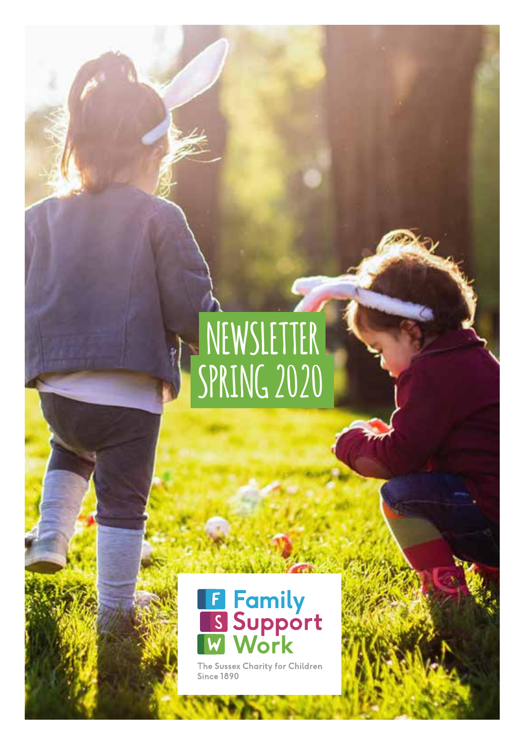# NEWSLETTER SPRING 2020

Family Support Work

The Sussex Charity for Children
Since 1890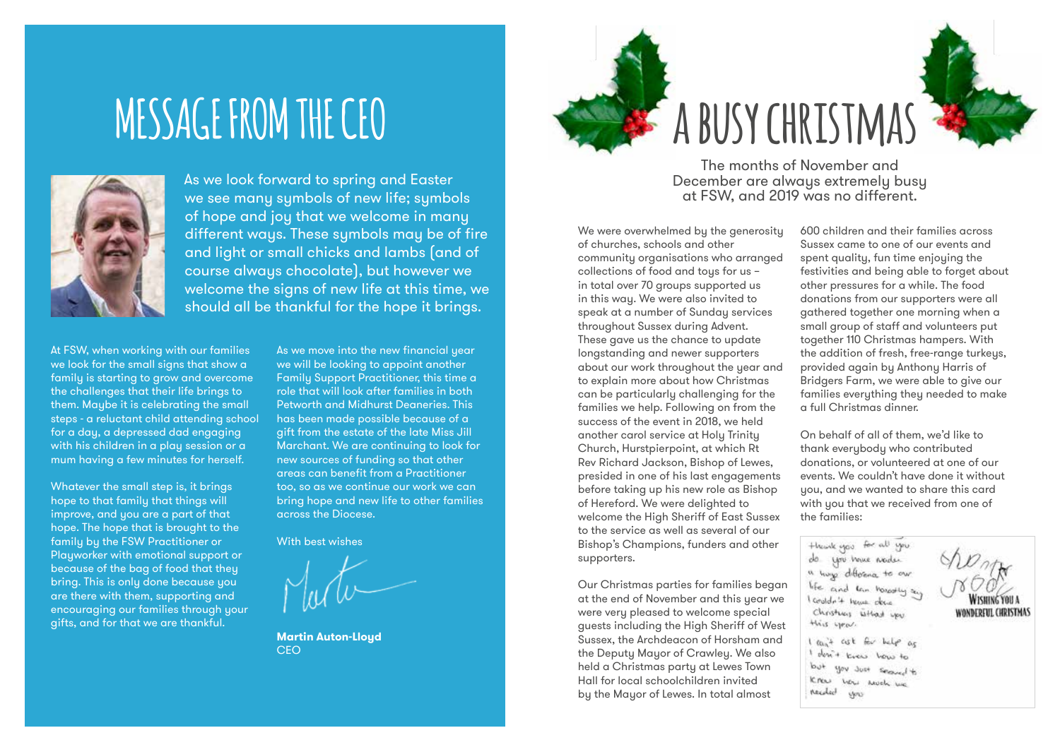# MESSAGE FROM THE CEO

As we look forward to spring and Easter we see many symbols of new life; symbols of hope and joy that we welcome in many different ways. These symbols may be of fire and light or small chicks and lambs (and of course always chocolate), but however we welcome the signs of new life at this time, we should all be thankful for the hope it brings.

At FSW, when working with our families we look for the small signs that show a family is starting to grow and overcome the challenges that their life brings to them. Maybe it is celebrating the small steps - a reluctant child attending school for a day, a depressed dad engaging with his children in a play session or a mum having a few minutes for herself.

Whatever the small step is, it brings hope to that family that things will improve, and you are a part of that hope. The hope that is brought to the family by the FSW Practitioner or Playworker with emotional support or because of the bag of food that they bring. This is only done because you are there with them, supporting and encouraging our families through your gifts, and for that we are thankful.

As we move into the new financial year we will be looking to appoint another Family Support Practitioner, this time a role that will look after families in both Petworth and Midhurst Deaneries. This has been made possible because of a gift from the estate of the late Miss Jill Marchant. We are continuing to look for new sources of funding so that other areas can benefit from a Practitioner too, so as we continue our work we can bring hope and new life to other families across the Diocese.

With best wishes

Martin

**Martin Auton-Lloyd**
CEO

# A BUSY CHRISTMAS

The months of November and December are always extremely busy at FSW, and 2019 was no different.

We were overwhelmed by the generosity of churches, schools and other community organisations who arranged collections of food and toys for us – in total over 70 groups supported us in this way. We were also invited to speak at a number of Sunday services throughout Sussex during Advent. These gave us the chance to update longstanding and newer supporters about our work throughout the year and to explain more about how Christmas can be particularly challenging for the families we help. Following on from the success of the event in 2018, we held another carol service at Holy Trinity Church, Hurstpierpoint, at which Rt Rev Richard Jackson, Bishop of Lewes, presided in one of his last engagements before taking up his new role as Bishop of Hereford. We were delighted to welcome the High Sheriff of East Sussex to the service as well as several of our Bishop's Champions, funders and other supporters.

Our Christmas parties for families began at the end of November and this year we were very pleased to welcome special guests including the High Sheriff of West Sussex, the Archdeacon of Horsham and the Deputy Mayor of Crawley. We also held a Christmas party at Lewes Town Hall for local schoolchildren invited by the Mayor of Lewes. In total almost 600 children and their families across Sussex came to one of our events and spent quality, fun time enjoying the festivities and being able to forget about other pressures for a while. The food donations from our supporters were all gathered together one morning when a small group of staff and volunteers put together 110 Christmas hampers. With the addition of fresh, free-range turkeys, provided again by Anthony Harris of Bridgers Farm, we were able to give our families everything they needed to make a full Christmas dinner.

On behalf of all of them, we'd like to thank everybody who contributed donations, or volunteered at one of our events. We couldn't have done it without you, and we wanted to share this card with you that we received from one of the families:

thank you for all you do you have made a huge difference to our life and I can honestly say I couldn't have done Christmas without you this year.

I can't ask for help as I don't know how to but you just seemed to know how much we needed you

WISHING YOU A WONDERFUL CHRISTMAS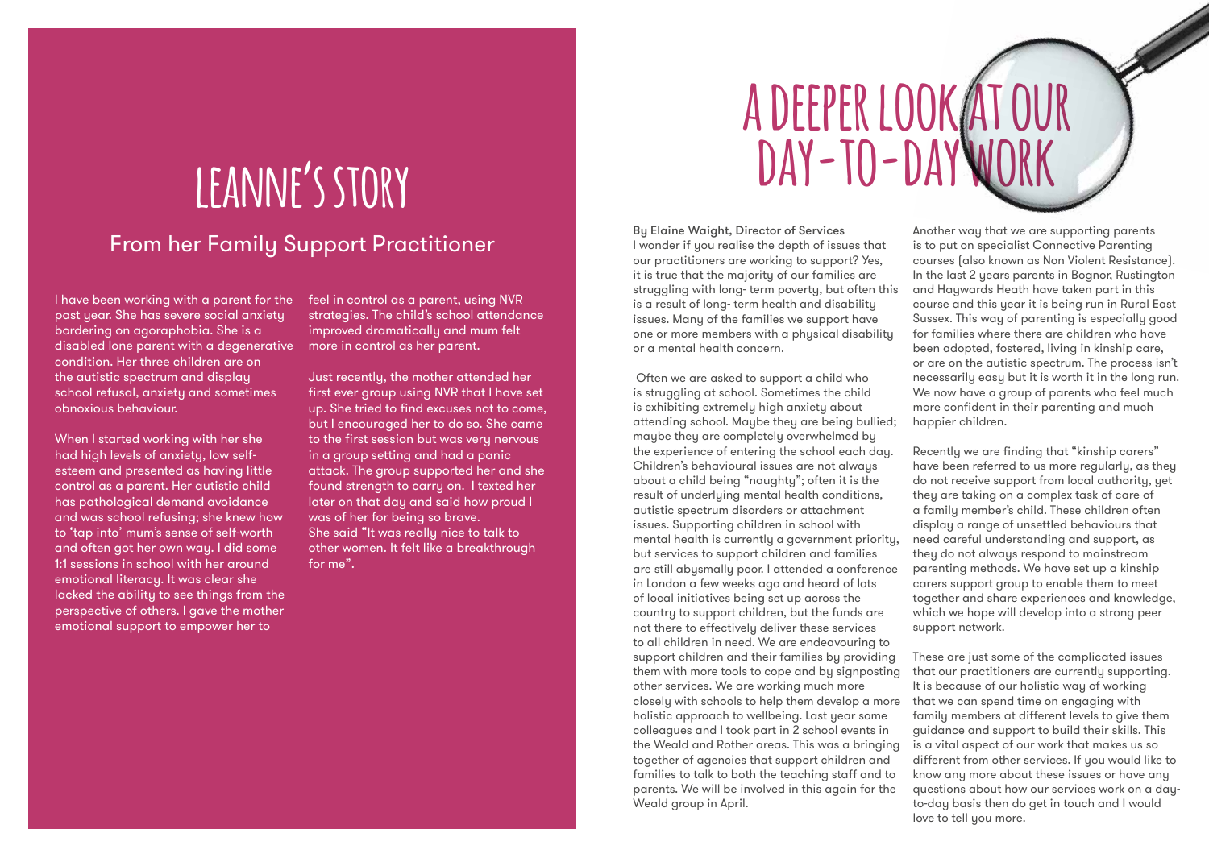# LEANNE'S STORY

## From her Family Support Practitioner

I have been working with a parent for the past year. She has severe social anxiety bordering on agoraphobia. She is a disabled lone parent with a degenerative condition. Her three children are on the autistic spectrum and display school refusal, anxiety and sometimes obnoxious behaviour.

When I started working with her she had high levels of anxiety, low self-esteem and presented as having little control as a parent. Her autistic child has pathological demand avoidance and was school refusing; she knew how to 'tap into' mum's sense of self-worth and often got her own way. I did some 1:1 sessions in school with her around emotional literacy. It was clear she lacked the ability to see things from the perspective of others. I gave the mother emotional support to empower her to feel in control as a parent, using NVR strategies. The child's school attendance improved dramatically and mum felt more in control as her parent.

Just recently, the mother attended her first ever group using NVR that I have set up. She tried to find excuses not to come, but I encouraged her to do so. She came to the first session but was very nervous in a group setting and had a panic attack. The group supported her and she found strength to carry on. I texted her later on that day and said how proud I was of her for being so brave.
She said "It was really nice to talk to other women. It felt like a breakthrough for me".

# A DEEPER LOOK AT OUR DAY-TO-DAY WORK

**By Elaine Waight, Director of Services**
I wonder if you realise the depth of issues that our practitioners are working to support? Yes, it is true that the majority of our families are struggling with long- term poverty, but often this is a result of long- term health and disability issues. Many of the families we support have one or more members with a physical disability or a mental health concern.

Often we are asked to support a child who is struggling at school. Sometimes the child is exhibiting extremely high anxiety about attending school. Maybe they are being bullied; maybe they are completely overwhelmed by the experience of entering the school each day. Children's behavioural issues are not always about a child being "naughty"; often it is the result of underlying mental health conditions, autistic spectrum disorders or attachment issues. Supporting children in school with mental health is currently a government priority, but services to support children and families are still abysmally poor. I attended a conference in London a few weeks ago and heard of lots of local initiatives being set up across the country to support children, but the funds are not there to effectively deliver these services to all children in need. We are endeavouring to support children and their families by providing them with more tools to cope and by signposting other services. We are working much more closely with schools to help them develop a more holistic approach to wellbeing. Last year some colleagues and I took part in 2 school events in the Weald and Rother areas. This was a bringing together of agencies that support children and families to talk to both the teaching staff and to parents. We will be involved in this again for the Weald group in April.

Another way that we are supporting parents is to put on specialist Connective Parenting courses (also known as Non Violent Resistance). In the last 2 years parents in Bognor, Rustington and Haywards Heath have taken part in this course and this year it is being run in Rural East Sussex. This way of parenting is especially good for families where there are children who have been adopted, fostered, living in kinship care, or are on the autistic spectrum. The process isn't necessarily easy but it is worth it in the long run. We now have a group of parents who feel much more confident in their parenting and much happier children.

Recently we are finding that "kinship carers" have been referred to us more regularly, as they do not receive support from local authority, yet they are taking on a complex task of care of a family member's child. These children often display a range of unsettled behaviours that need careful understanding and support, as they do not always respond to mainstream parenting methods. We have set up a kinship carers support group to enable them to meet together and share experiences and knowledge, which we hope will develop into a strong peer support network.

These are just some of the complicated issues that our practitioners are currently supporting. It is because of our holistic way of working that we can spend time on engaging with family members at different levels to give them guidance and support to build their skills. This is a vital aspect of our work that makes us so different from other services. If you would like to know any more about these issues or have any questions about how our services work on a day-to-day basis then do get in touch and I would love to tell you more.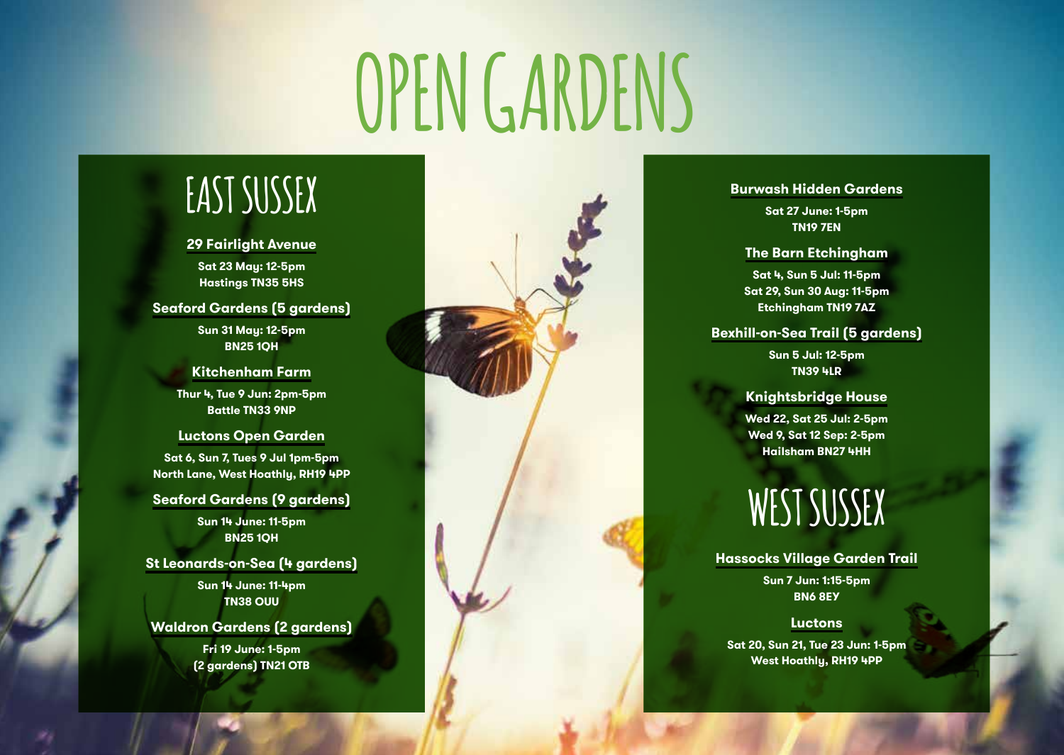# OPEN GARDENS

## EAST SUSSEX

### 29 Fairlight Avenue

**Sat 23 May: 12-5pm**
**Hastings TN35 5HS**

### Seaford Gardens (5 gardens)

**Sun 31 May: 12-5pm**
**BN25 1QH**

### Kitchenham Farm

**Thur 4, Tue 9 Jun: 2pm-5pm**
**Battle TN33 9NP**

### Luctons Open Garden

**Sat 6, Sun 7, Tues 9 Jul 1pm-5pm**
**North Lane, West Hoathly, RH19 4PP**

### Seaford Gardens (9 gardens)

**Sun 14 June: 11-5pm**
**BN25 1QH**

### St Leonards-on-Sea (4 gardens)

**Sun 14 June: 11-4pm**
**TN38 OUU**

### Waldron Gardens (2 gardens)

**Fri 19 June: 1-5pm**
**(2 gardens) TN21 OTB**

### Burwash Hidden Gardens

**Sat 27 June: 1-5pm**
**TN19 7EN**

### The Barn Etchingham

**Sat 4, Sun 5 Jul: 11-5pm**
**Sat 29, Sun 30 Aug: 11-5pm**
**Etchingham TN19 7AZ**

### Bexhill-on-Sea Trail (5 gardens)

**Sun 5 Jul: 12-5pm**
**TN39 4LR**

### Knightsbridge House

**Wed 22, Sat 25 Jul: 2-5pm**
**Wed 9, Sat 12 Sep: 2-5pm**
**Hailsham BN27 4HH**

## WEST SUSSEX

### Hassocks Village Garden Trail

**Sun 7 Jun: 1:15-5pm**
**BN6 8EY**

### Luctons

**Sat 20, Sun 21, Tue 23 Jun: 1-5pm**
**West Hoathly, RH19 4PP**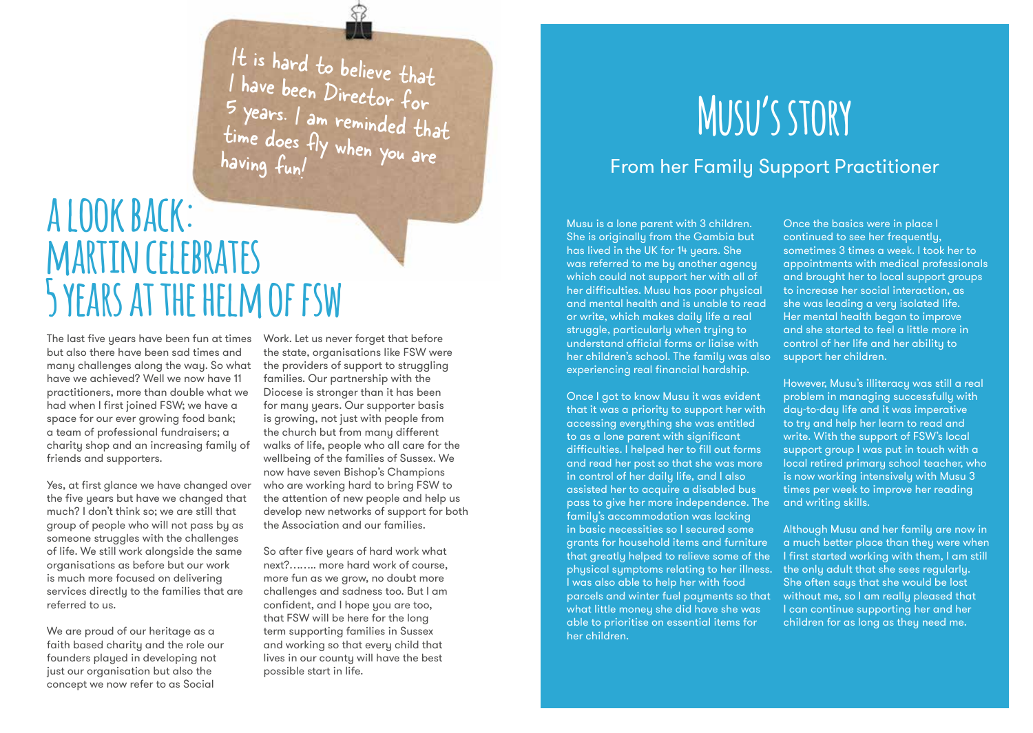It is hard to believe that I have been Director for 5 years. I am reminded that time does fly when you are having fun!

# A LOOK BACK: MARTIN CELEBRATES 5 YEARS AT THE HELM OF FSW

The last five years have been fun at times but also there have been sad times and many challenges along the way. So what have we achieved? Well we now have 11 practitioners, more than double what we had when I first joined FSW; we have a space for our ever growing food bank; a team of professional fundraisers; a charity shop and an increasing family of friends and supporters.

Yes, at first glance we have changed over the five years but have we changed that much? I don't think so; we are still that group of people who will not pass by as someone struggles with the challenges of life. We still work alongside the same organisations as before but our work is much more focused on delivering services directly to the families that are referred to us.

We are proud of our heritage as a faith based charity and the role our founders played in developing not just our organisation but also the concept we now refer to as Social Work. Let us never forget that before the state, organisations like FSW were the providers of support to struggling families. Our partnership with the Diocese is stronger than it has been for many years. Our supporter basis is growing, not just with people from the church but from many different walks of life, people who all care for the wellbeing of the families of Sussex. We now have seven Bishop's Champions who are working hard to bring FSW to the attention of new people and help us develop new networks of support for both the Association and our families.

So after five years of hard work what next?…….. more hard work of course, more fun as we grow, no doubt more challenges and sadness too. But I am confident, and I hope you are too, that FSW will be here for the long term supporting families in Sussex and working so that every child that lives in our county will have the best possible start in life.

# MUSU'S STORY

## From her Family Support Practitioner

Musu is a lone parent with 3 children. She is originally from the Gambia but has lived in the UK for 14 years. She was referred to me by another agency which could not support her with all of her difficulties. Musu has poor physical and mental health and is unable to read or write, which makes daily life a real struggle, particularly when trying to understand official forms or liaise with her children's school. The family was also experiencing real financial hardship.

Once I got to know Musu it was evident that it was a priority to support her with accessing everything she was entitled to as a lone parent with significant difficulties. I helped her to fill out forms and read her post so that she was more in control of her daily life, and I also assisted her to acquire a disabled bus pass to give her more independence. The family's accommodation was lacking in basic necessities so I secured some grants for household items and furniture that greatly helped to relieve some of the physical symptoms relating to her illness. I was also able to help her with food parcels and winter fuel payments so that what little money she did have she was able to prioritise on essential items for her children.

Once the basics were in place I continued to see her frequently, sometimes 3 times a week. I took her to appointments with medical professionals and brought her to local support groups to increase her social interaction, as she was leading a very isolated life. Her mental health began to improve and she started to feel a little more in control of her life and her ability to support her children.

However, Musu's illiteracy was still a real problem in managing successfully with day-to-day life and it was imperative to try and help her learn to read and write. With the support of FSW's local support group I was put in touch with a local retired primary school teacher, who is now working intensively with Musu 3 times per week to improve her reading and writing skills.

Although Musu and her family are now in a much better place than they were when I first started working with them, I am still the only adult that she sees regularly. She often says that she would be lost without me, so I am really pleased that I can continue supporting her and her children for as long as they need me.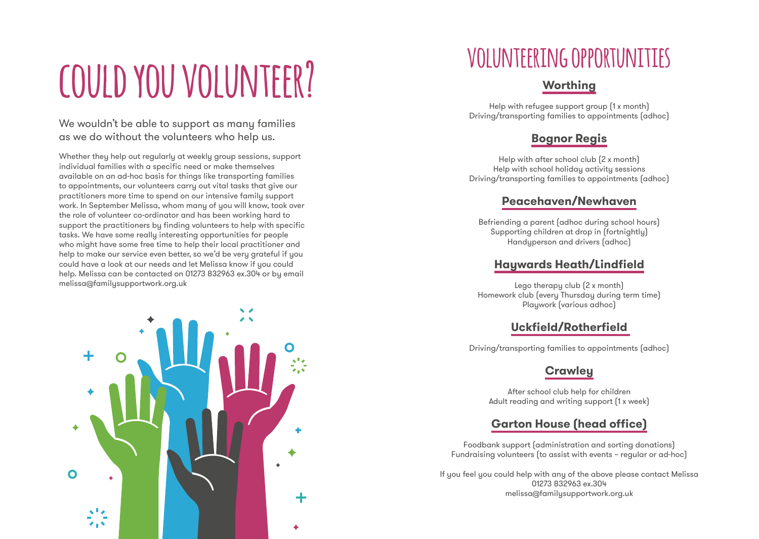# COULD YOU VOLUNTEER?

We wouldn't be able to support as many families as we do without the volunteers who help us.

Whether they help out regularly at weekly group sessions, support individual families with a specific need or make themselves available on an ad-hoc basis for things like transporting families to appointments, our volunteers carry out vital tasks that give our practitioners more time to spend on our intensive family support work. In September Melissa, whom many of you will know, took over the role of volunteer co-ordinator and has been working hard to support the practitioners by finding volunteers to help with specific tasks. We have some really interesting opportunities for people who might have some free time to help their local practitioner and help to make our service even better, so we'd be very grateful if you could have a look at our needs and let Melissa know if you could help. Melissa can be contacted on 01273 832963 ex.304 or by email melissa@familysupportwork.org.uk

# VOLUNTEERING OPPORTUNITIES

## Worthing

Help with refugee support group (1 x month)
Driving/transporting families to appointments (adhoc)

## Bognor Regis

Help with after school club (2 x month)
Help with school holiday activity sessions
Driving/transporting families to appointments (adhoc)

## Peacehaven/Newhaven

Befriending a parent (adhoc during school hours)
Supporting children at drop in (fortnightly)
Handyperson and drivers (adhoc)

## Haywards Heath/Lindfield

Lego therapy club (2 x month)
Homework club (every Thursday during term time)
Playwork (various adhoc)

## Uckfield/Rotherfield

Driving/transporting families to appointments (adhoc)

## Crawley

After school club help for children
Adult reading and writing support (1 x week)

## Garton House (head office)

Foodbank support (administration and sorting donations)
Fundraising volunteers (to assist with events – regular or ad-hoc)

If you feel you could help with any of the above please contact Melissa
01273 832963 ex.304
melissa@familysupportwork.org.uk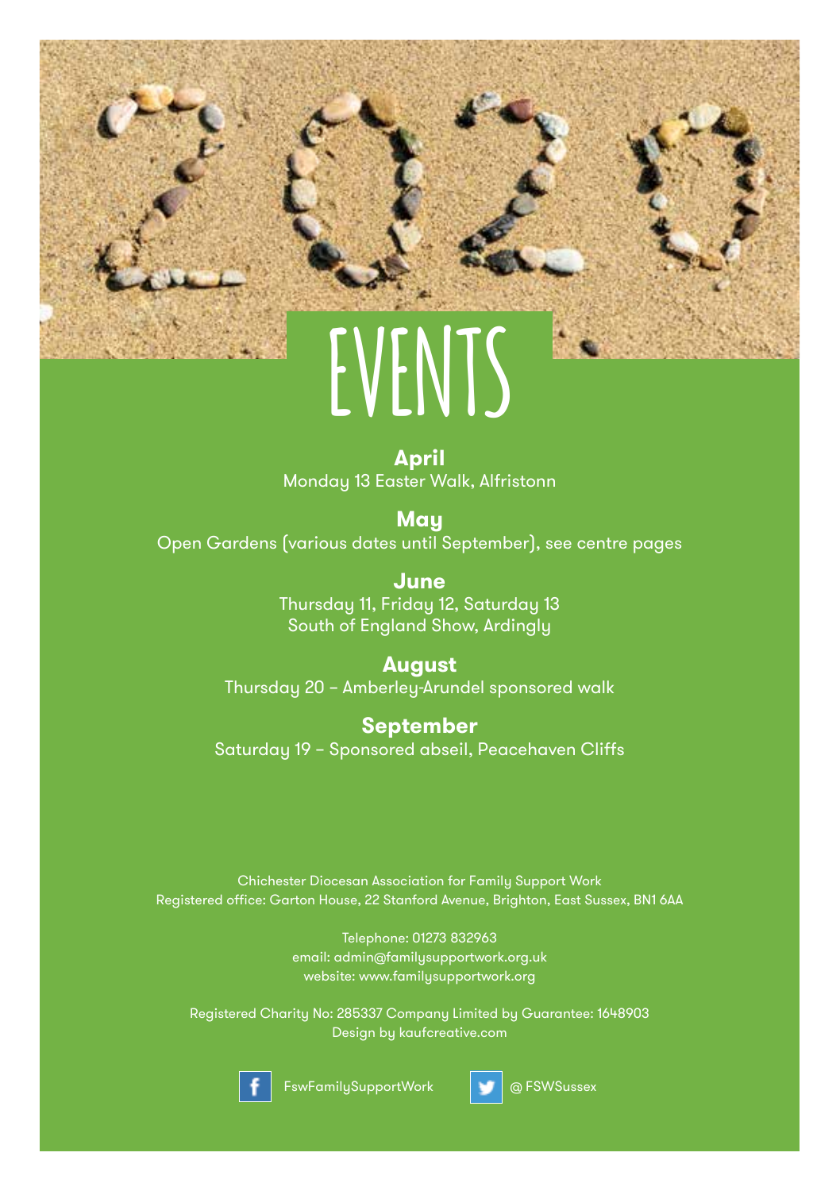# 2020 EVENTS

**April**
Monday 13 Easter Walk, Alfristonn

**May**
Open Gardens (various dates until September), see centre pages

**June**
Thursday 11, Friday 12, Saturday 13
South of England Show, Ardingly

**August**
Thursday 20 – Amberley-Arundel sponsored walk

**September**
Saturday 19 – Sponsored abseil, Peacehaven Cliffs

Chichester Diocesan Association for Family Support Work
Registered office: Garton House, 22 Stanford Avenue, Brighton, East Sussex, BN1 6AA

Telephone: 01273 832963
email: admin@familysupportwork.org.uk
website: www.familysupportwork.org

Registered Charity No: 285337 Company Limited by Guarantee: 1648903
Design by kaufcreative.com

FswFamilySupportWork

@ FSWSussex